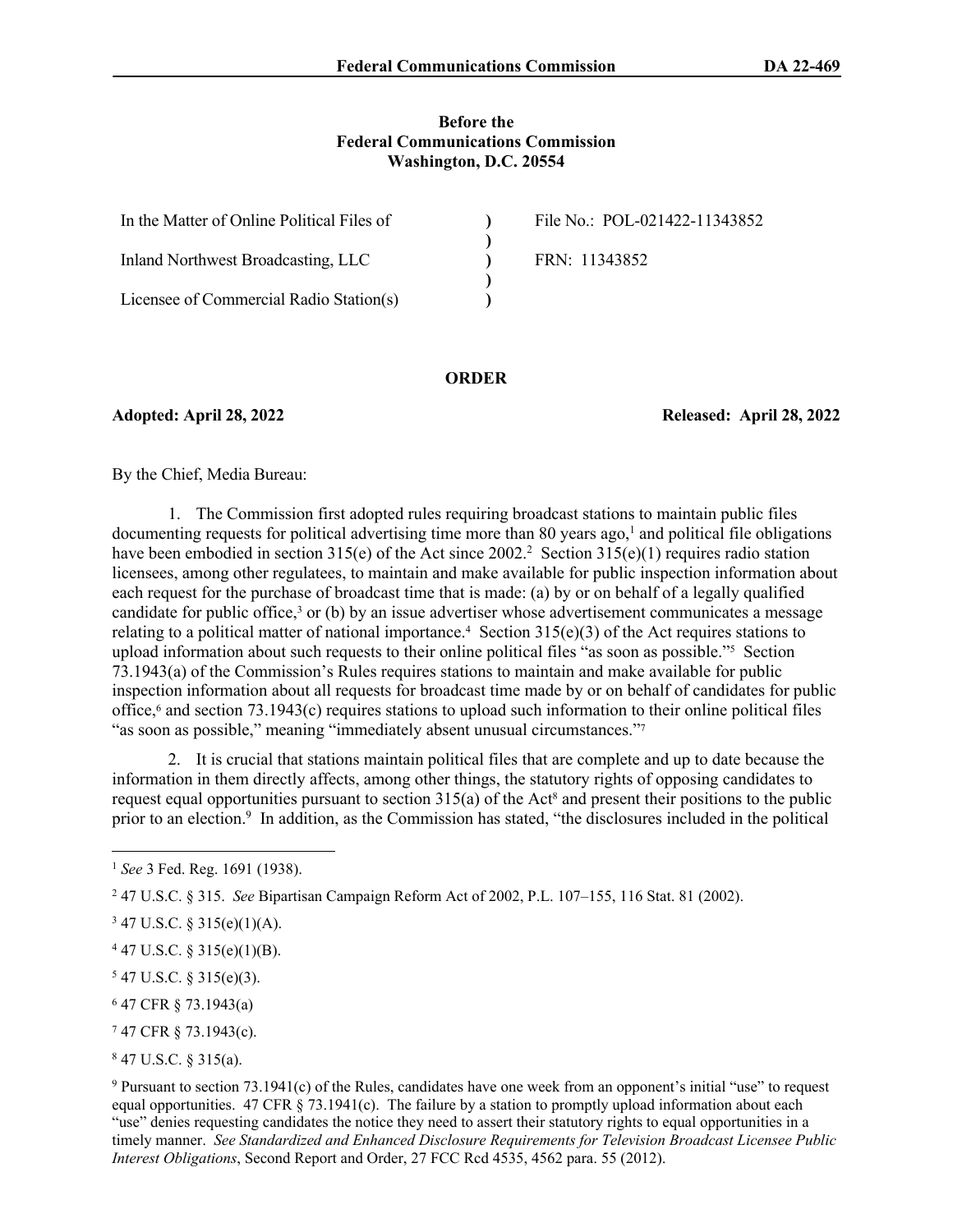**Before the**
**Federal Communications Commission**
**Washington, D.C. 20554**

| | | |
|---|---|---|
| In the Matter of Online Political Files of | ) | File No.: POL-021422-11343852 |
| | ) | |
| Inland Northwest Broadcasting, LLC | ) | FRN: 11343852 |
| | ) | |
| Licensee of Commercial Radio Station(s) | ) | |

**ORDER**

**Adopted: April 28, 2022** **Released: April 28, 2022**

By the Chief, Media Bureau:

1. The Commission first adopted rules requiring broadcast stations to maintain public files documenting requests for political advertising time more than 80 years ago,[1] and political file obligations have been embodied in section 315(e) of the Act since 2002.[2] Section 315(e)(1) requires radio station licensees, among other regulatees, to maintain and make available for public inspection information about each request for the purchase of broadcast time that is made: (a) by or on behalf of a legally qualified candidate for public office,[3] or (b) by an issue advertiser whose advertisement communicates a message relating to a political matter of national importance.[4] Section 315(e)(3) of the Act requires stations to upload information about such requests to their online political files "as soon as possible."[5] Section 73.1943(a) of the Commission's Rules requires stations to maintain and make available for public inspection information about all requests for broadcast time made by or on behalf of candidates for public office,[6] and section 73.1943(c) requires stations to upload such information to their online political files "as soon as possible," meaning "immediately absent unusual circumstances."[7]

2. It is crucial that stations maintain political files that are complete and up to date because the information in them directly affects, among other things, the statutory rights of opposing candidates to request equal opportunities pursuant to section 315(a) of the Act[8] and present their positions to the public prior to an election.[9] In addition, as the Commission has stated, "the disclosures included in the political

---

[1] *See* 3 Fed. Reg. 1691 (1938).

[2] 47 U.S.C. § 315. *See* Bipartisan Campaign Reform Act of 2002, P.L. 107–155, 116 Stat. 81 (2002).

[3] 47 U.S.C. § 315(e)(1)(A).

[4] 47 U.S.C. § 315(e)(1)(B).

[5] 47 U.S.C. § 315(e)(3).

[6] 47 CFR § 73.1943(a)

[7] 47 CFR § 73.1943(c).

[8] 47 U.S.C. § 315(a).

[9] Pursuant to section 73.1941(c) of the Rules, candidates have one week from an opponent's initial "use" to request equal opportunities. 47 CFR § 73.1941(c). The failure by a station to promptly upload information about each "use" denies requesting candidates the notice they need to assert their statutory rights to equal opportunities in a timely manner. *See Standardized and Enhanced Disclosure Requirements for Television Broadcast Licensee Public Interest Obligations*, Second Report and Order, 27 FCC Rcd 4535, 4562 para. 55 (2012).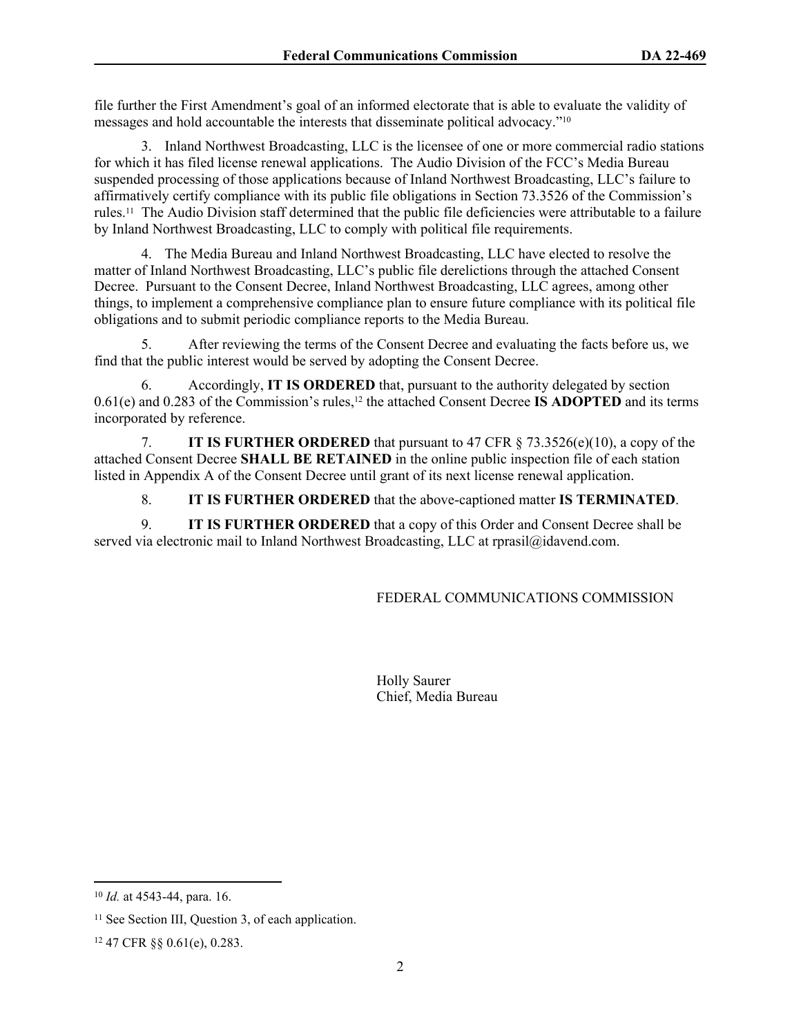file further the First Amendment's goal of an informed electorate that is able to evaluate the validity of messages and hold accountable the interests that disseminate political advocacy."[10]

3. Inland Northwest Broadcasting, LLC is the licensee of one or more commercial radio stations for which it has filed license renewal applications. The Audio Division of the FCC's Media Bureau suspended processing of those applications because of Inland Northwest Broadcasting, LLC's failure to affirmatively certify compliance with its public file obligations in Section 73.3526 of the Commission's rules.[11] The Audio Division staff determined that the public file deficiencies were attributable to a failure by Inland Northwest Broadcasting, LLC to comply with political file requirements.

4. The Media Bureau and Inland Northwest Broadcasting, LLC have elected to resolve the matter of Inland Northwest Broadcasting, LLC's public file derelictions through the attached Consent Decree. Pursuant to the Consent Decree, Inland Northwest Broadcasting, LLC agrees, among other things, to implement a comprehensive compliance plan to ensure future compliance with its political file obligations and to submit periodic compliance reports to the Media Bureau.

5. After reviewing the terms of the Consent Decree and evaluating the facts before us, we find that the public interest would be served by adopting the Consent Decree.

6. Accordingly, **IT IS ORDERED** that, pursuant to the authority delegated by section 0.61(e) and 0.283 of the Commission's rules,[12] the attached Consent Decree **IS ADOPTED** and its terms incorporated by reference.

7. **IT IS FURTHER ORDERED** that pursuant to 47 CFR § 73.3526(e)(10), a copy of the attached Consent Decree **SHALL BE RETAINED** in the online public inspection file of each station listed in Appendix A of the Consent Decree until grant of its next license renewal application.

8. **IT IS FURTHER ORDERED** that the above-captioned matter **IS TERMINATED**.

9. **IT IS FURTHER ORDERED** that a copy of this Order and Consent Decree shall be served via electronic mail to Inland Northwest Broadcasting, LLC at rprasil@idavend.com.

FEDERAL COMMUNICATIONS COMMISSION

Holly Saurer
Chief, Media Bureau

---

[10] *Id.* at 4543-44, para. 16.

[11] See Section III, Question 3, of each application.

[12] 47 CFR §§ 0.61(e), 0.283.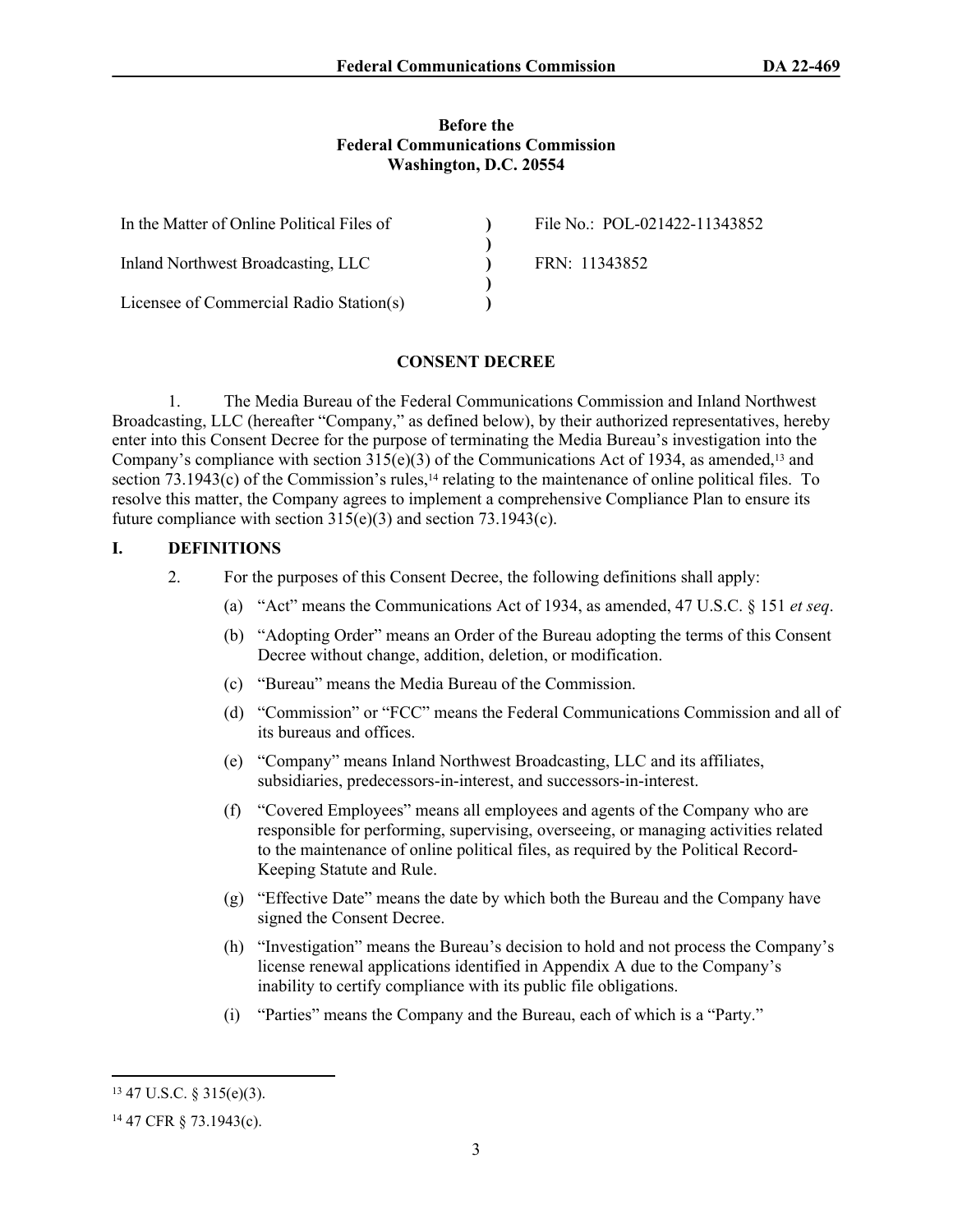**Before the**
**Federal Communications Commission**
**Washington, D.C. 20554**

| | | |
|---|---|---|
| In the Matter of Online Political Files of | ) | File No.: POL-021422-11343852 |
| | ) | |
| Inland Northwest Broadcasting, LLC | ) | FRN: 11343852 |
| | ) | |
| Licensee of Commercial Radio Station(s) | ) | |

## CONSENT DECREE

1. The Media Bureau of the Federal Communications Commission and Inland Northwest Broadcasting, LLC (hereafter "Company," as defined below), by their authorized representatives, hereby enter into this Consent Decree for the purpose of terminating the Media Bureau's investigation into the Company's compliance with section 315(e)(3) of the Communications Act of 1934, as amended,[13] and section 73.1943(c) of the Commission's rules,[14] relating to the maintenance of online political files. To resolve this matter, the Company agrees to implement a comprehensive Compliance Plan to ensure its future compliance with section 315(e)(3) and section 73.1943(c).

## I. DEFINITIONS

2. For the purposes of this Consent Decree, the following definitions shall apply:

   (a) "Act" means the Communications Act of 1934, as amended, 47 U.S.C. § 151 *et seq*.

   (b) "Adopting Order" means an Order of the Bureau adopting the terms of this Consent Decree without change, addition, deletion, or modification.

   (c) "Bureau" means the Media Bureau of the Commission.

   (d) "Commission" or "FCC" means the Federal Communications Commission and all of its bureaus and offices.

   (e) "Company" means Inland Northwest Broadcasting, LLC and its affiliates, subsidiaries, predecessors-in-interest, and successors-in-interest.

   (f) "Covered Employees" means all employees and agents of the Company who are responsible for performing, supervising, overseeing, or managing activities related to the maintenance of online political files, as required by the Political Record-Keeping Statute and Rule.

   (g) "Effective Date" means the date by which both the Bureau and the Company have signed the Consent Decree.

   (h) "Investigation" means the Bureau's decision to hold and not process the Company's license renewal applications identified in Appendix A due to the Company's inability to certify compliance with its public file obligations.

   (i) "Parties" means the Company and the Bureau, each of which is a "Party."

---

[13] 47 U.S.C. § 315(e)(3).

[14] 47 CFR § 73.1943(c).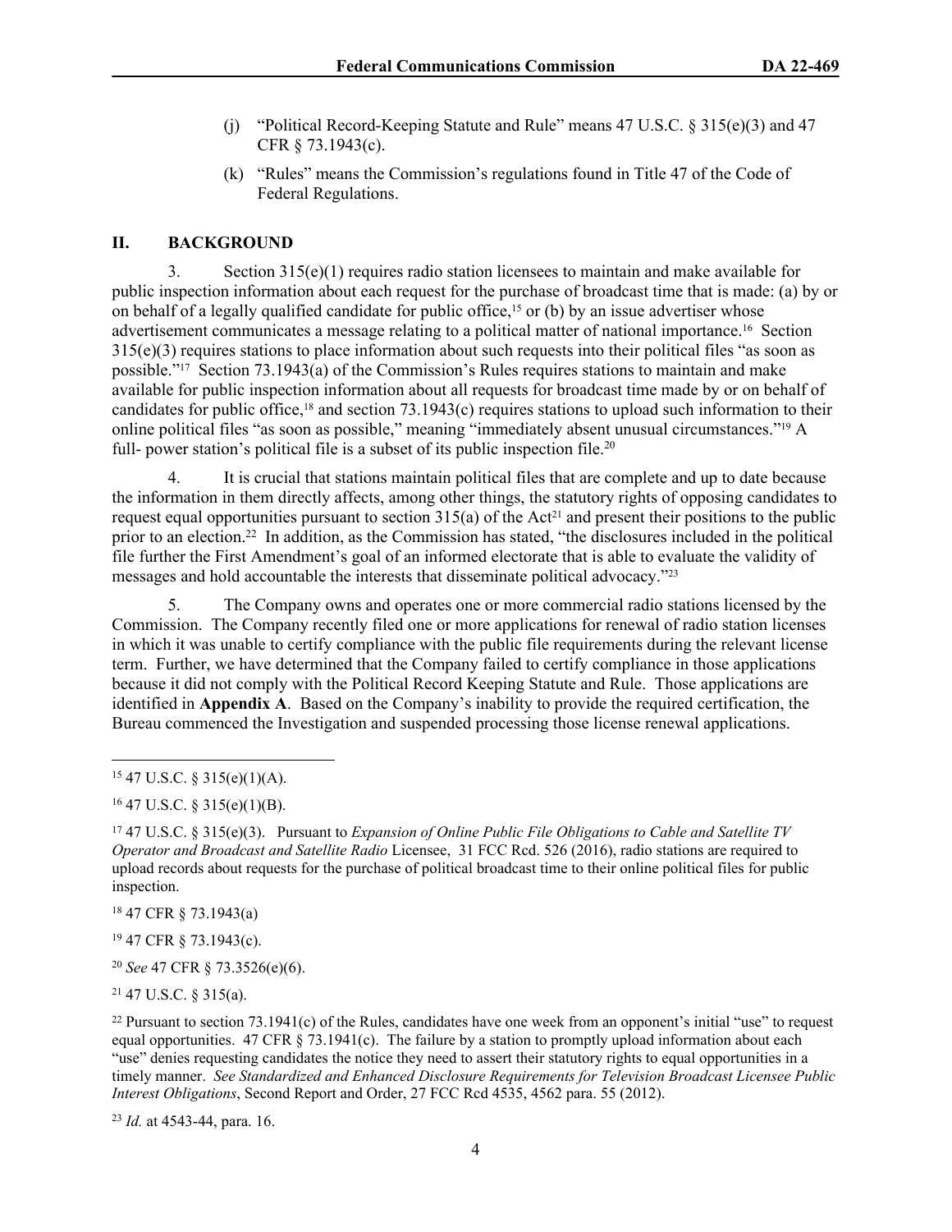(j) "Political Record-Keeping Statute and Rule" means 47 U.S.C. § 315(e)(3) and 47 CFR § 73.1943(c).

(k) "Rules" means the Commission's regulations found in Title 47 of the Code of Federal Regulations.

## II. BACKGROUND

3. Section 315(e)(1) requires radio station licensees to maintain and make available for public inspection information about each request for the purchase of broadcast time that is made: (a) by or on behalf of a legally qualified candidate for public office,[15] or (b) by an issue advertiser whose advertisement communicates a message relating to a political matter of national importance.[16] Section 315(e)(3) requires stations to place information about such requests into their political files "as soon as possible."[17] Section 73.1943(a) of the Commission's Rules requires stations to maintain and make available for public inspection information about all requests for broadcast time made by or on behalf of candidates for public office,[18] and section 73.1943(c) requires stations to upload such information to their online political files "as soon as possible," meaning "immediately absent unusual circumstances."[19] A full- power station's political file is a subset of its public inspection file.[20]

4. It is crucial that stations maintain political files that are complete and up to date because the information in them directly affects, among other things, the statutory rights of opposing candidates to request equal opportunities pursuant to section 315(a) of the Act[21] and present their positions to the public prior to an election.[22] In addition, as the Commission has stated, "the disclosures included in the political file further the First Amendment's goal of an informed electorate that is able to evaluate the validity of messages and hold accountable the interests that disseminate political advocacy."[23]

5. The Company owns and operates one or more commercial radio stations licensed by the Commission. The Company recently filed one or more applications for renewal of radio station licenses in which it was unable to certify compliance with the public file requirements during the relevant license term. Further, we have determined that the Company failed to certify compliance in those applications because it did not comply with the Political Record Keeping Statute and Rule. Those applications are identified in **Appendix A**. Based on the Company's inability to provide the required certification, the Bureau commenced the Investigation and suspended processing those license renewal applications.

---

[15] 47 U.S.C. § 315(e)(1)(A).

[16] 47 U.S.C. § 315(e)(1)(B).

[17] 47 U.S.C. § 315(e)(3). Pursuant to *Expansion of Online Public File Obligations to Cable and Satellite TV Operator and Broadcast and Satellite Radio* Licensee, 31 FCC Rcd. 526 (2016), radio stations are required to upload records about requests for the purchase of political broadcast time to their online political files for public inspection.

[18] 47 CFR § 73.1943(a)

[19] 47 CFR § 73.1943(c).

[20] *See* 47 CFR § 73.3526(e)(6).

[21] 47 U.S.C. § 315(a).

[22] Pursuant to section 73.1941(c) of the Rules, candidates have one week from an opponent's initial "use" to request equal opportunities. 47 CFR § 73.1941(c). The failure by a station to promptly upload information about each "use" denies requesting candidates the notice they need to assert their statutory rights to equal opportunities in a timely manner. *See Standardized and Enhanced Disclosure Requirements for Television Broadcast Licensee Public Interest Obligations*, Second Report and Order, 27 FCC Rcd 4535, 4562 para. 55 (2012).

[23] *Id.* at 4543-44, para. 16.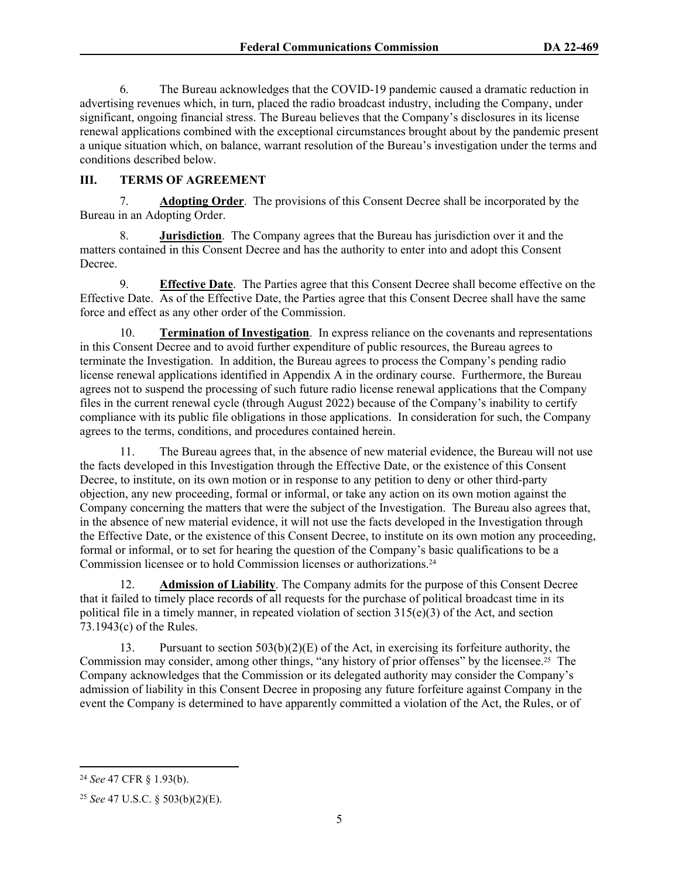6. The Bureau acknowledges that the COVID-19 pandemic caused a dramatic reduction in advertising revenues which, in turn, placed the radio broadcast industry, including the Company, under significant, ongoing financial stress. The Bureau believes that the Company's disclosures in its license renewal applications combined with the exceptional circumstances brought about by the pandemic present a unique situation which, on balance, warrant resolution of the Bureau's investigation under the terms and conditions described below.

## III. TERMS OF AGREEMENT

7. **Adopting Order**. The provisions of this Consent Decree shall be incorporated by the Bureau in an Adopting Order.

8. **Jurisdiction**. The Company agrees that the Bureau has jurisdiction over it and the matters contained in this Consent Decree and has the authority to enter into and adopt this Consent Decree.

9. **Effective Date**. The Parties agree that this Consent Decree shall become effective on the Effective Date. As of the Effective Date, the Parties agree that this Consent Decree shall have the same force and effect as any other order of the Commission.

10. **Termination of Investigation**. In express reliance on the covenants and representations in this Consent Decree and to avoid further expenditure of public resources, the Bureau agrees to terminate the Investigation. In addition, the Bureau agrees to process the Company's pending radio license renewal applications identified in Appendix A in the ordinary course. Furthermore, the Bureau agrees not to suspend the processing of such future radio license renewal applications that the Company files in the current renewal cycle (through August 2022) because of the Company's inability to certify compliance with its public file obligations in those applications. In consideration for such, the Company agrees to the terms, conditions, and procedures contained herein.

11. The Bureau agrees that, in the absence of new material evidence, the Bureau will not use the facts developed in this Investigation through the Effective Date, or the existence of this Consent Decree, to institute, on its own motion or in response to any petition to deny or other third-party objection, any new proceeding, formal or informal, or take any action on its own motion against the Company concerning the matters that were the subject of the Investigation. The Bureau also agrees that, in the absence of new material evidence, it will not use the facts developed in the Investigation through the Effective Date, or the existence of this Consent Decree, to institute on its own motion any proceeding, formal or informal, or to set for hearing the question of the Company's basic qualifications to be a Commission licensee or to hold Commission licenses or authorizations.[24]

12. **Admission of Liability**. The Company admits for the purpose of this Consent Decree that it failed to timely place records of all requests for the purchase of political broadcast time in its political file in a timely manner, in repeated violation of section 315(e)(3) of the Act, and section 73.1943(c) of the Rules.

13. Pursuant to section 503(b)(2)(E) of the Act, in exercising its forfeiture authority, the Commission may consider, among other things, "any history of prior offenses" by the licensee.[25] The Company acknowledges that the Commission or its delegated authority may consider the Company's admission of liability in this Consent Decree in proposing any future forfeiture against Company in the event the Company is determined to have apparently committed a violation of the Act, the Rules, or of

---

[24] *See* 47 CFR § 1.93(b).

[25] *See* 47 U.S.C. § 503(b)(2)(E).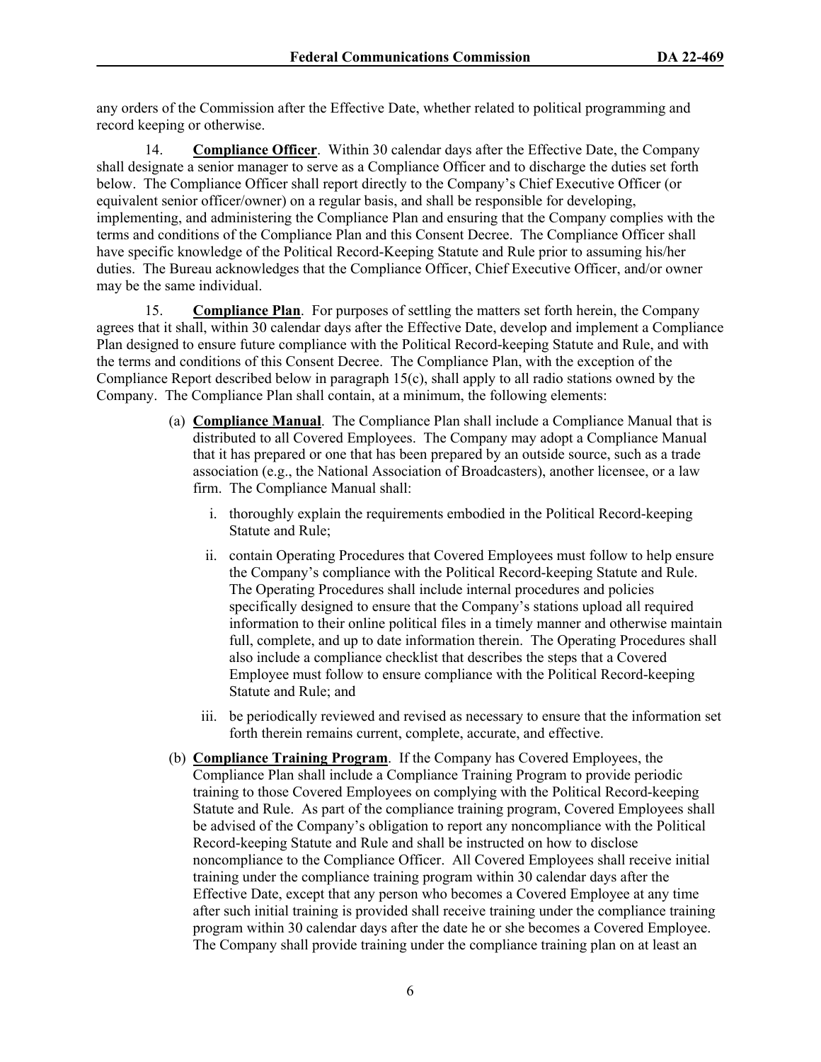any orders of the Commission after the Effective Date, whether related to political programming and record keeping or otherwise.

14. **Compliance Officer**. Within 30 calendar days after the Effective Date, the Company shall designate a senior manager to serve as a Compliance Officer and to discharge the duties set forth below. The Compliance Officer shall report directly to the Company's Chief Executive Officer (or equivalent senior officer/owner) on a regular basis, and shall be responsible for developing, implementing, and administering the Compliance Plan and ensuring that the Company complies with the terms and conditions of the Compliance Plan and this Consent Decree. The Compliance Officer shall have specific knowledge of the Political Record-Keeping Statute and Rule prior to assuming his/her duties. The Bureau acknowledges that the Compliance Officer, Chief Executive Officer, and/or owner may be the same individual.

15. **Compliance Plan**. For purposes of settling the matters set forth herein, the Company agrees that it shall, within 30 calendar days after the Effective Date, develop and implement a Compliance Plan designed to ensure future compliance with the Political Record-keeping Statute and Rule, and with the terms and conditions of this Consent Decree. The Compliance Plan, with the exception of the Compliance Report described below in paragraph 15(c), shall apply to all radio stations owned by the Company. The Compliance Plan shall contain, at a minimum, the following elements:

(a) **Compliance Manual**. The Compliance Plan shall include a Compliance Manual that is distributed to all Covered Employees. The Company may adopt a Compliance Manual that it has prepared or one that has been prepared by an outside source, such as a trade association (e.g., the National Association of Broadcasters), another licensee, or a law firm. The Compliance Manual shall:

  i. thoroughly explain the requirements embodied in the Political Record-keeping Statute and Rule;

  ii. contain Operating Procedures that Covered Employees must follow to help ensure the Company's compliance with the Political Record-keeping Statute and Rule. The Operating Procedures shall include internal procedures and policies specifically designed to ensure that the Company's stations upload all required information to their online political files in a timely manner and otherwise maintain full, complete, and up to date information therein. The Operating Procedures shall also include a compliance checklist that describes the steps that a Covered Employee must follow to ensure compliance with the Political Record-keeping Statute and Rule; and

  iii. be periodically reviewed and revised as necessary to ensure that the information set forth therein remains current, complete, accurate, and effective.

(b) **Compliance Training Program**. If the Company has Covered Employees, the Compliance Plan shall include a Compliance Training Program to provide periodic training to those Covered Employees on complying with the Political Record-keeping Statute and Rule. As part of the compliance training program, Covered Employees shall be advised of the Company's obligation to report any noncompliance with the Political Record-keeping Statute and Rule and shall be instructed on how to disclose noncompliance to the Compliance Officer. All Covered Employees shall receive initial training under the compliance training program within 30 calendar days after the Effective Date, except that any person who becomes a Covered Employee at any time after such initial training is provided shall receive training under the compliance training program within 30 calendar days after the date he or she becomes a Covered Employee. The Company shall provide training under the compliance training plan on at least an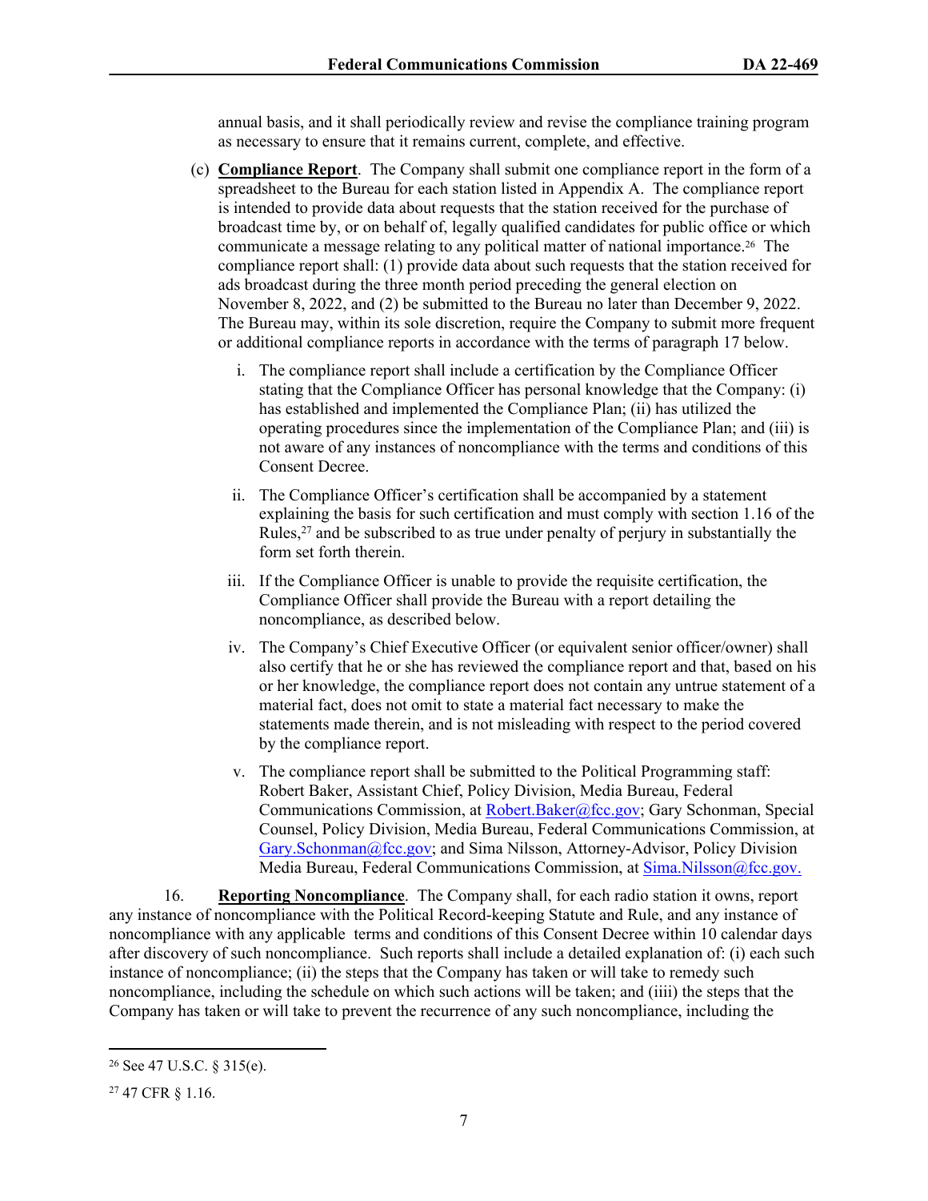annual basis, and it shall periodically review and revise the compliance training program as necessary to ensure that it remains current, complete, and effective.

(c) **Compliance Report**. The Company shall submit one compliance report in the form of a spreadsheet to the Bureau for each station listed in Appendix A. The compliance report is intended to provide data about requests that the station received for the purchase of broadcast time by, or on behalf of, legally qualified candidates for public office or which communicate a message relating to any political matter of national importance.[26] The compliance report shall: (1) provide data about such requests that the station received for ads broadcast during the three month period preceding the general election on November 8, 2022, and (2) be submitted to the Bureau no later than December 9, 2022. The Bureau may, within its sole discretion, require the Company to submit more frequent or additional compliance reports in accordance with the terms of paragraph 17 below.

i. The compliance report shall include a certification by the Compliance Officer stating that the Compliance Officer has personal knowledge that the Company: (i) has established and implemented the Compliance Plan; (ii) has utilized the operating procedures since the implementation of the Compliance Plan; and (iii) is not aware of any instances of noncompliance with the terms and conditions of this Consent Decree.

ii. The Compliance Officer's certification shall be accompanied by a statement explaining the basis for such certification and must comply with section 1.16 of the Rules,[27] and be subscribed to as true under penalty of perjury in substantially the form set forth therein.

iii. If the Compliance Officer is unable to provide the requisite certification, the Compliance Officer shall provide the Bureau with a report detailing the noncompliance, as described below.

iv. The Company's Chief Executive Officer (or equivalent senior officer/owner) shall also certify that he or she has reviewed the compliance report and that, based on his or her knowledge, the compliance report does not contain any untrue statement of a material fact, does not omit to state a material fact necessary to make the statements made therein, and is not misleading with respect to the period covered by the compliance report.

v. The compliance report shall be submitted to the Political Programming staff: Robert Baker, Assistant Chief, Policy Division, Media Bureau, Federal Communications Commission, at Robert.Baker@fcc.gov; Gary Schonman, Special Counsel, Policy Division, Media Bureau, Federal Communications Commission, at Gary.Schonman@fcc.gov; and Sima Nilsson, Attorney-Advisor, Policy Division Media Bureau, Federal Communications Commission, at Sima.Nilsson@fcc.gov.

16. **Reporting Noncompliance**. The Company shall, for each radio station it owns, report any instance of noncompliance with the Political Record-keeping Statute and Rule, and any instance of noncompliance with any applicable terms and conditions of this Consent Decree within 10 calendar days after discovery of such noncompliance. Such reports shall include a detailed explanation of: (i) each such instance of noncompliance; (ii) the steps that the Company has taken or will take to remedy such noncompliance, including the schedule on which such actions will be taken; and (iiii) the steps that the Company has taken or will take to prevent the recurrence of any such noncompliance, including the

---

[26] See 47 U.S.C. § 315(e).

[27] 47 CFR § 1.16.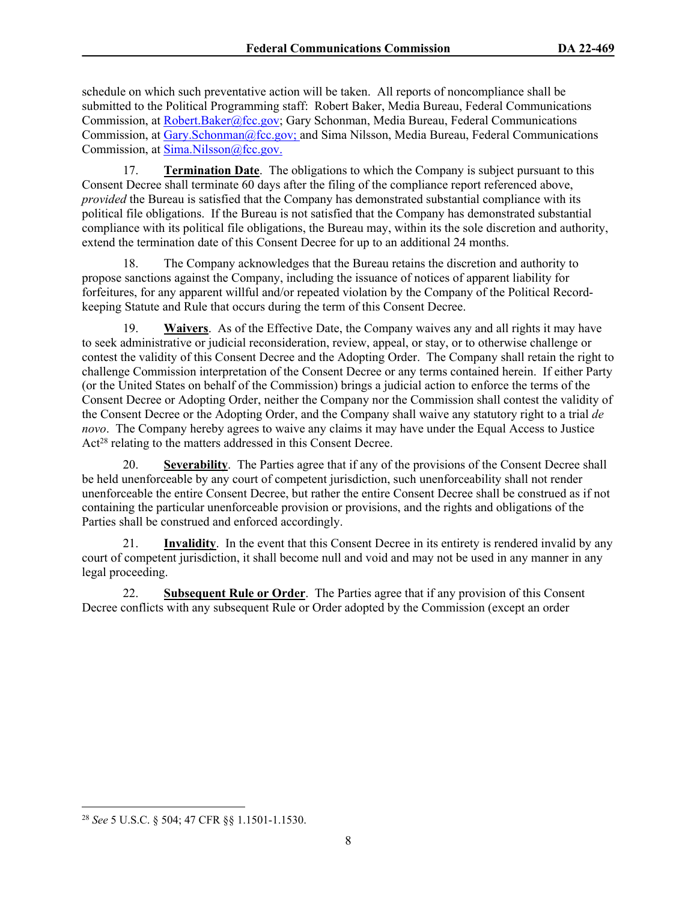schedule on which such preventative action will be taken. All reports of noncompliance shall be submitted to the Political Programming staff: Robert Baker, Media Bureau, Federal Communications Commission, at Robert.Baker@fcc.gov; Gary Schonman, Media Bureau, Federal Communications Commission, at Gary.Schonman@fcc.gov; and Sima Nilsson, Media Bureau, Federal Communications Commission, at Sima.Nilsson@fcc.gov.

17. **Termination Date**. The obligations to which the Company is subject pursuant to this Consent Decree shall terminate 60 days after the filing of the compliance report referenced above, *provided* the Bureau is satisfied that the Company has demonstrated substantial compliance with its political file obligations. If the Bureau is not satisfied that the Company has demonstrated substantial compliance with its political file obligations, the Bureau may, within its the sole discretion and authority, extend the termination date of this Consent Decree for up to an additional 24 months.

18. The Company acknowledges that the Bureau retains the discretion and authority to propose sanctions against the Company, including the issuance of notices of apparent liability for forfeitures, for any apparent willful and/or repeated violation by the Company of the Political Record-keeping Statute and Rule that occurs during the term of this Consent Decree.

19. **Waivers**. As of the Effective Date, the Company waives any and all rights it may have to seek administrative or judicial reconsideration, review, appeal, or stay, or to otherwise challenge or contest the validity of this Consent Decree and the Adopting Order. The Company shall retain the right to challenge Commission interpretation of the Consent Decree or any terms contained herein. If either Party (or the United States on behalf of the Commission) brings a judicial action to enforce the terms of the Consent Decree or Adopting Order, neither the Company nor the Commission shall contest the validity of the Consent Decree or the Adopting Order, and the Company shall waive any statutory right to a trial *de novo*. The Company hereby agrees to waive any claims it may have under the Equal Access to Justice Act[28] relating to the matters addressed in this Consent Decree.

20. **Severability**. The Parties agree that if any of the provisions of the Consent Decree shall be held unenforceable by any court of competent jurisdiction, such unenforceability shall not render unenforceable the entire Consent Decree, but rather the entire Consent Decree shall be construed as if not containing the particular unenforceable provision or provisions, and the rights and obligations of the Parties shall be construed and enforced accordingly.

21. **Invalidity**. In the event that this Consent Decree in its entirety is rendered invalid by any court of competent jurisdiction, it shall become null and void and may not be used in any manner in any legal proceeding.

22. **Subsequent Rule or Order**. The Parties agree that if any provision of this Consent Decree conflicts with any subsequent Rule or Order adopted by the Commission (except an order

[28] *See* 5 U.S.C. § 504; 47 CFR §§ 1.1501-1.1530.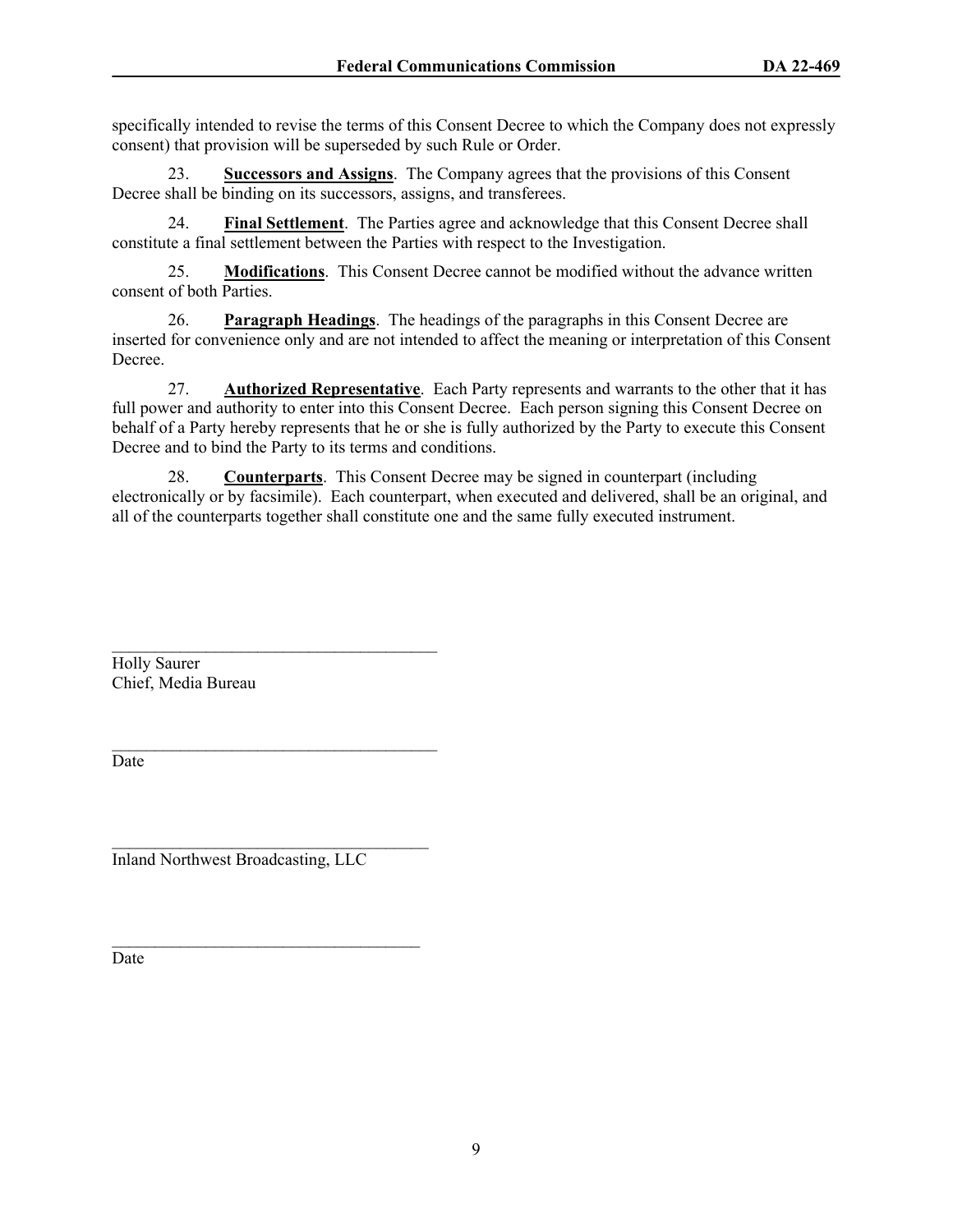specifically intended to revise the terms of this Consent Decree to which the Company does not expressly consent) that provision will be superseded by such Rule or Order.

23. **Successors and Assigns**. The Company agrees that the provisions of this Consent Decree shall be binding on its successors, assigns, and transferees.

24. **Final Settlement**. The Parties agree and acknowledge that this Consent Decree shall constitute a final settlement between the Parties with respect to the Investigation.

25. **Modifications**. This Consent Decree cannot be modified without the advance written consent of both Parties.

26. **Paragraph Headings**. The headings of the paragraphs in this Consent Decree are inserted for convenience only and are not intended to affect the meaning or interpretation of this Consent Decree.

27. **Authorized Representative**. Each Party represents and warrants to the other that it has full power and authority to enter into this Consent Decree. Each person signing this Consent Decree on behalf of a Party hereby represents that he or she is fully authorized by the Party to execute this Consent Decree and to bind the Party to its terms and conditions.

28. **Counterparts**. This Consent Decree may be signed in counterpart (including electronically or by facsimile). Each counterpart, when executed and delivered, shall be an original, and all of the counterparts together shall constitute one and the same fully executed instrument.

______________________________________
Holly Saurer
Chief, Media Bureau

______________________________________
Date

______________________________________
Inland Northwest Broadcasting, LLC

______________________________________
Date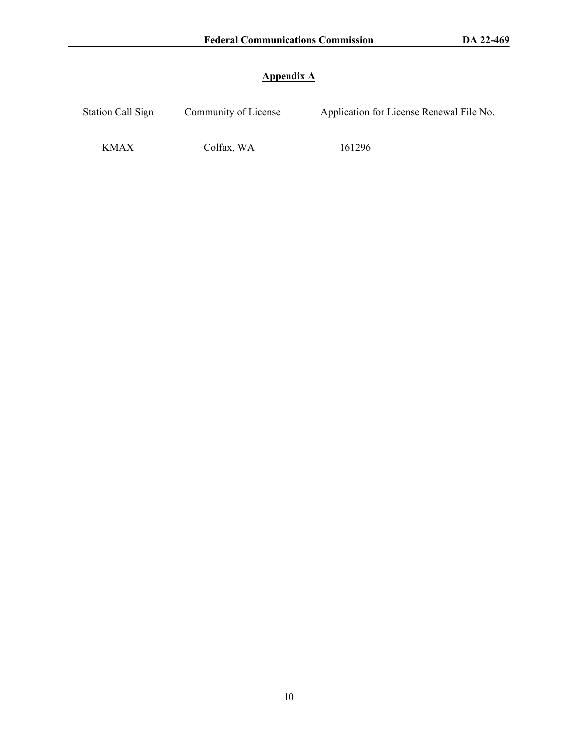## Appendix A

| Station Call Sign | Community of License | Application for License Renewal File No. |
| --- | --- | --- |
| KMAX | Colfax, WA | 161296 |